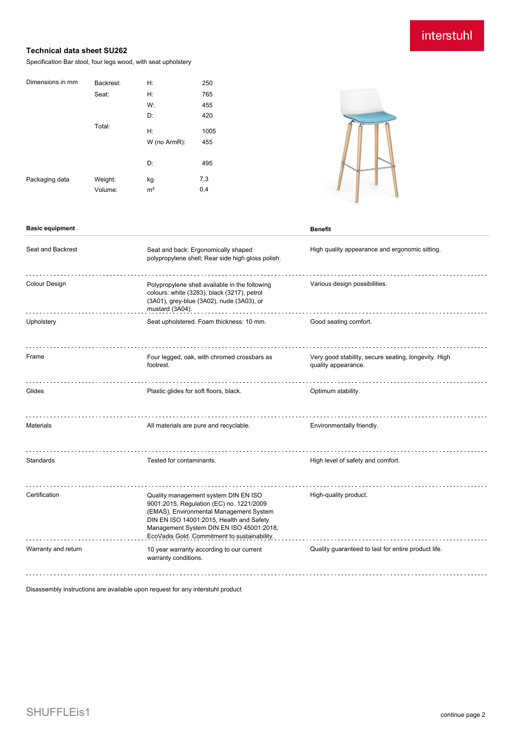interstuhl

# Technical data sheet SU262

Specification Bar stool, four legs wood, with seat upholstery

| | | | |
|---|---|---|---|
| Dimensions in mm | Backrest: | H: | 250 |
| | Seat: | H: | 765 |
| | | W: | 455 |
| | | D: | 420 |
| | Total: | H: | 1005 |
| | | W (no ArmR): | 455 |
| | | D: | 495 |
| Packaging data | Weight: | kg | 7,3 |
| | Volume: | m³ | 0,4 |

| Basic equipment | | Benefit |
|---|---|---|
| Seat and Backrest | Seat and back: Ergonomically shaped polypropylene shell; Rear side high gloss polish. | High quality appearance and ergonomic sitting. |
| Colour Design | Polypropylene shell available in the following colours: white (3283), black (3217), petrol (3A01), grey-blue (3A02), nude (3A03), or mustard (3A04). | Various design possibilities. |
| Upholstery | Seat upholstered. Foam thickness: 10 mm. | Good seating comfort. |
| Frame | Four legged, oak, with chromed crossbars as footrest. | Very good stability, secure seating, longevity. High quality appearance. |
| Glides | Plastic glides for soft floors, black. | Optimum stability. |
| Materials | All materials are pure and recyclable. | Environmentally friendly. |
| Standards | Tested for contaminants. | High level of safety and comfort. |
| Certification | Quality management system DIN EN ISO 9001:2015, Regulation (EC) no. 1221/2009 (EMAS), Environmental Management System DIN EN ISO 14001:2015, Health and Safety Management System DIN EN ISO 45001:2018, EcoVadis Gold. Commitment to sustainability. | High-quality product. |
| Warranty and return | 10 year warranty according to our current warranty conditions. | Quality guaranteed to last for entire product life. |

Disassembly instructions are available upon request for any interstuhl product

SHUFFLEis1

continue page 2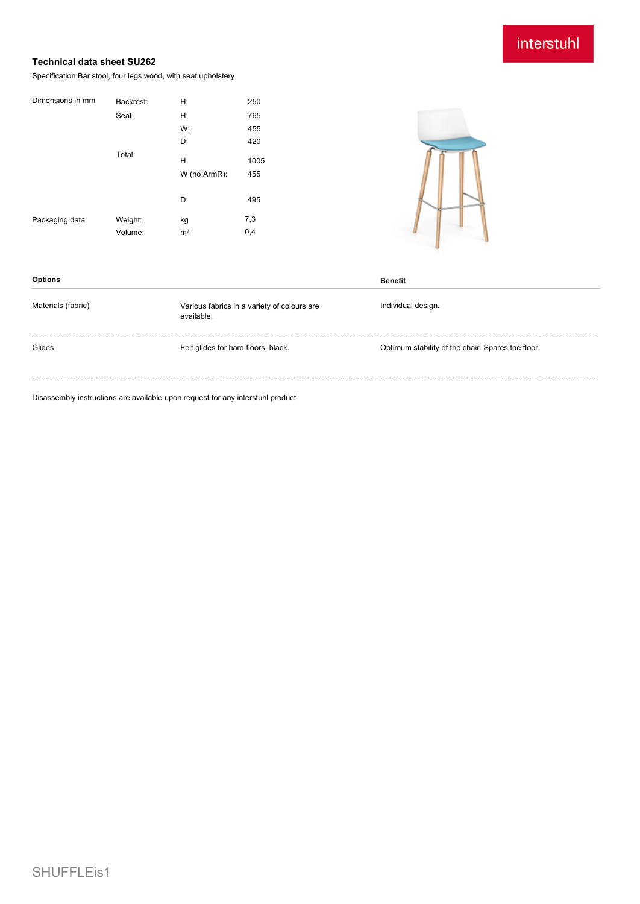interstuhl

## Technical data sheet SU262

Specification Bar stool, four legs wood, with seat upholstery

| | | | |
|---|---|---|---|
| Dimensions in mm | Backrest: | H: | 250 |
| | Seat: | H: | 765 |
| | | W: | 455 |
| | | D: | 420 |
| | Total: | H: | 1005 |
| | | W (no ArmR): | 455 |
| | | D: | 495 |
| Packaging data | Weight: | kg | 7,3 |
| | Volume: | m³ | 0,4 |

| Options | | Benefit |
|---|---|---|
| Materials (fabric) | Various fabrics in a variety of colours are available. | Individual design. |
| Glides | Felt glides for hard floors, black. | Optimum stability of the chair. Spares the floor. |

Disassembly instructions are available upon request for any interstuhl product

SHUFFLEis1